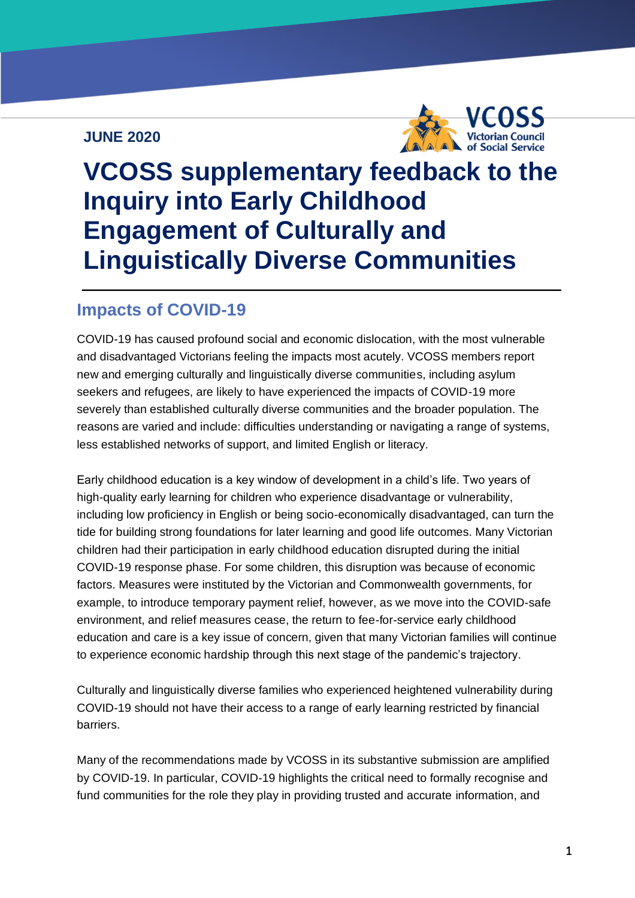JUNE 2020

# VCOSS supplementary feedback to the Inquiry into Early Childhood Engagement of Culturally and Linguistically Diverse Communities

## Impacts of COVID-19

COVID-19 has caused profound social and economic dislocation, with the most vulnerable and disadvantaged Victorians feeling the impacts most acutely. VCOSS members report new and emerging culturally and linguistically diverse communities, including asylum seekers and refugees, are likely to have experienced the impacts of COVID-19 more severely than established culturally diverse communities and the broader population. The reasons are varied and include: difficulties understanding or navigating a range of systems, less established networks of support, and limited English or literacy.

Early childhood education is a key window of development in a child's life. Two years of high-quality early learning for children who experience disadvantage or vulnerability, including low proficiency in English or being socio-economically disadvantaged, can turn the tide for building strong foundations for later learning and good life outcomes. Many Victorian children had their participation in early childhood education disrupted during the initial COVID-19 response phase. For some children, this disruption was because of economic factors. Measures were instituted by the Victorian and Commonwealth governments, for example, to introduce temporary payment relief, however, as we move into the COVID-safe environment, and relief measures cease, the return to fee-for-service early childhood education and care is a key issue of concern, given that many Victorian families will continue to experience economic hardship through this next stage of the pandemic's trajectory.

Culturally and linguistically diverse families who experienced heightened vulnerability during COVID-19 should not have their access to a range of early learning restricted by financial barriers.

Many of the recommendations made by VCOSS in its substantive submission are amplified by COVID-19. In particular, COVID-19 highlights the critical need to formally recognise and fund communities for the role they play in providing trusted and accurate information, and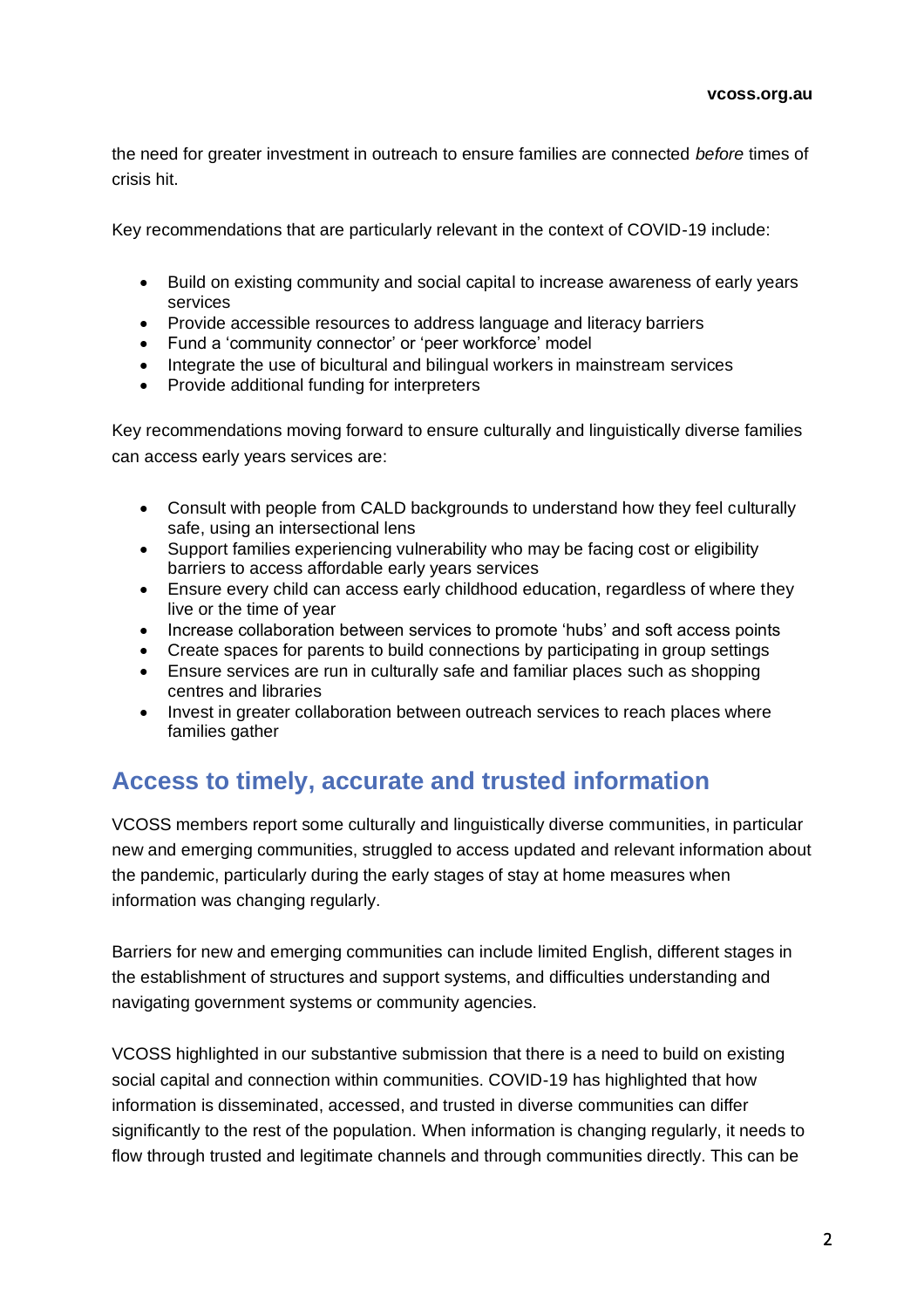the need for greater investment in outreach to ensure families are connected *before* times of crisis hit.

Key recommendations that are particularly relevant in the context of COVID-19 include:

- Build on existing community and social capital to increase awareness of early years services
- Provide accessible resources to address language and literacy barriers
- Fund a 'community connector' or 'peer workforce' model
- Integrate the use of bicultural and bilingual workers in mainstream services
- Provide additional funding for interpreters

Key recommendations moving forward to ensure culturally and linguistically diverse families can access early years services are:

- Consult with people from CALD backgrounds to understand how they feel culturally safe, using an intersectional lens
- Support families experiencing vulnerability who may be facing cost or eligibility barriers to access affordable early years services
- Ensure every child can access early childhood education, regardless of where they live or the time of year
- Increase collaboration between services to promote 'hubs' and soft access points
- Create spaces for parents to build connections by participating in group settings
- Ensure services are run in culturally safe and familiar places such as shopping centres and libraries
- Invest in greater collaboration between outreach services to reach places where families gather

## Access to timely, accurate and trusted information

VCOSS members report some culturally and linguistically diverse communities, in particular new and emerging communities, struggled to access updated and relevant information about the pandemic, particularly during the early stages of stay at home measures when information was changing regularly.

Barriers for new and emerging communities can include limited English, different stages in the establishment of structures and support systems, and difficulties understanding and navigating government systems or community agencies.

VCOSS highlighted in our substantive submission that there is a need to build on existing social capital and connection within communities. COVID-19 has highlighted that how information is disseminated, accessed, and trusted in diverse communities can differ significantly to the rest of the population. When information is changing regularly, it needs to flow through trusted and legitimate channels and through communities directly. This can be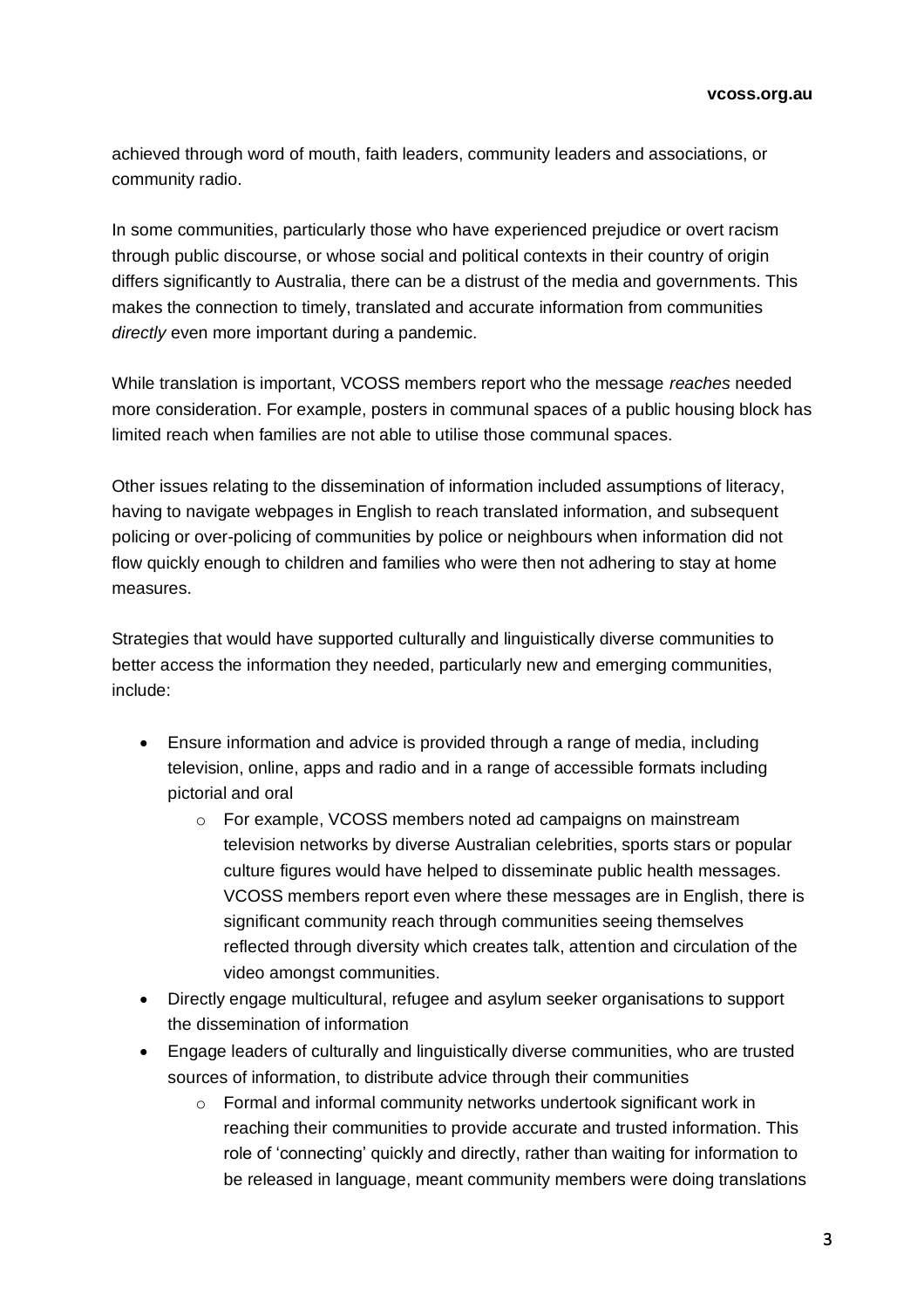achieved through word of mouth, faith leaders, community leaders and associations, or community radio.

In some communities, particularly those who have experienced prejudice or overt racism through public discourse, or whose social and political contexts in their country of origin differs significantly to Australia, there can be a distrust of the media and governments. This makes the connection to timely, translated and accurate information from communities *directly* even more important during a pandemic.

While translation is important, VCOSS members report who the message *reaches* needed more consideration. For example, posters in communal spaces of a public housing block has limited reach when families are not able to utilise those communal spaces.

Other issues relating to the dissemination of information included assumptions of literacy, having to navigate webpages in English to reach translated information, and subsequent policing or over-policing of communities by police or neighbours when information did not flow quickly enough to children and families who were then not adhering to stay at home measures.

Strategies that would have supported culturally and linguistically diverse communities to better access the information they needed, particularly new and emerging communities, include:

- Ensure information and advice is provided through a range of media, including television, online, apps and radio and in a range of accessible formats including pictorial and oral
    - For example, VCOSS members noted ad campaigns on mainstream television networks by diverse Australian celebrities, sports stars or popular culture figures would have helped to disseminate public health messages. VCOSS members report even where these messages are in English, there is significant community reach through communities seeing themselves reflected through diversity which creates talk, attention and circulation of the video amongst communities.
- Directly engage multicultural, refugee and asylum seeker organisations to support the dissemination of information
- Engage leaders of culturally and linguistically diverse communities, who are trusted sources of information, to distribute advice through their communities
    - Formal and informal community networks undertook significant work in reaching their communities to provide accurate and trusted information. This role of 'connecting' quickly and directly, rather than waiting for information to be released in language, meant community members were doing translations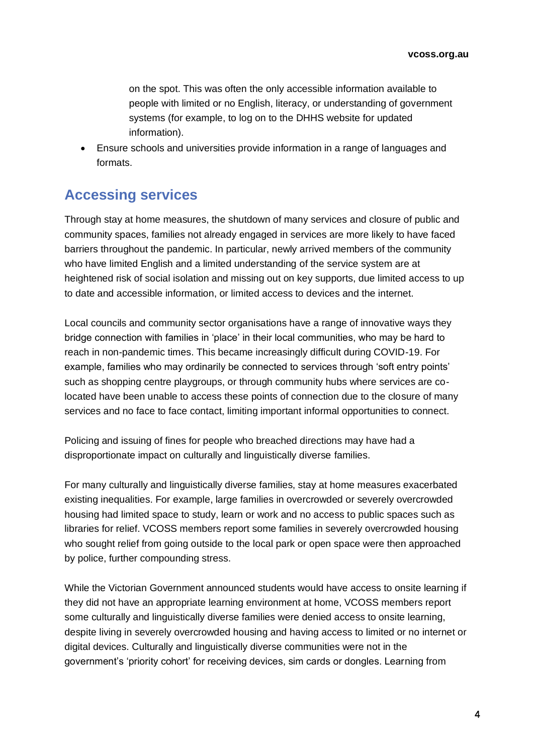on the spot. This was often the only accessible information available to people with limited or no English, literacy, or understanding of government systems (for example, to log on to the DHHS website for updated information).

- Ensure schools and universities provide information in a range of languages and formats.

## Accessing services

Through stay at home measures, the shutdown of many services and closure of public and community spaces, families not already engaged in services are more likely to have faced barriers throughout the pandemic. In particular, newly arrived members of the community who have limited English and a limited understanding of the service system are at heightened risk of social isolation and missing out on key supports, due limited access to up to date and accessible information, or limited access to devices and the internet.

Local councils and community sector organisations have a range of innovative ways they bridge connection with families in 'place' in their local communities, who may be hard to reach in non-pandemic times. This became increasingly difficult during COVID-19. For example, families who may ordinarily be connected to services through 'soft entry points' such as shopping centre playgroups, or through community hubs where services are co-located have been unable to access these points of connection due to the closure of many services and no face to face contact, limiting important informal opportunities to connect.

Policing and issuing of fines for people who breached directions may have had a disproportionate impact on culturally and linguistically diverse families.

For many culturally and linguistically diverse families, stay at home measures exacerbated existing inequalities. For example, large families in overcrowded or severely overcrowded housing had limited space to study, learn or work and no access to public spaces such as libraries for relief. VCOSS members report some families in severely overcrowded housing who sought relief from going outside to the local park or open space were then approached by police, further compounding stress.

While the Victorian Government announced students would have access to onsite learning if they did not have an appropriate learning environment at home, VCOSS members report some culturally and linguistically diverse families were denied access to onsite learning, despite living in severely overcrowded housing and having access to limited or no internet or digital devices. Culturally and linguistically diverse communities were not in the government's 'priority cohort' for receiving devices, sim cards or dongles. Learning from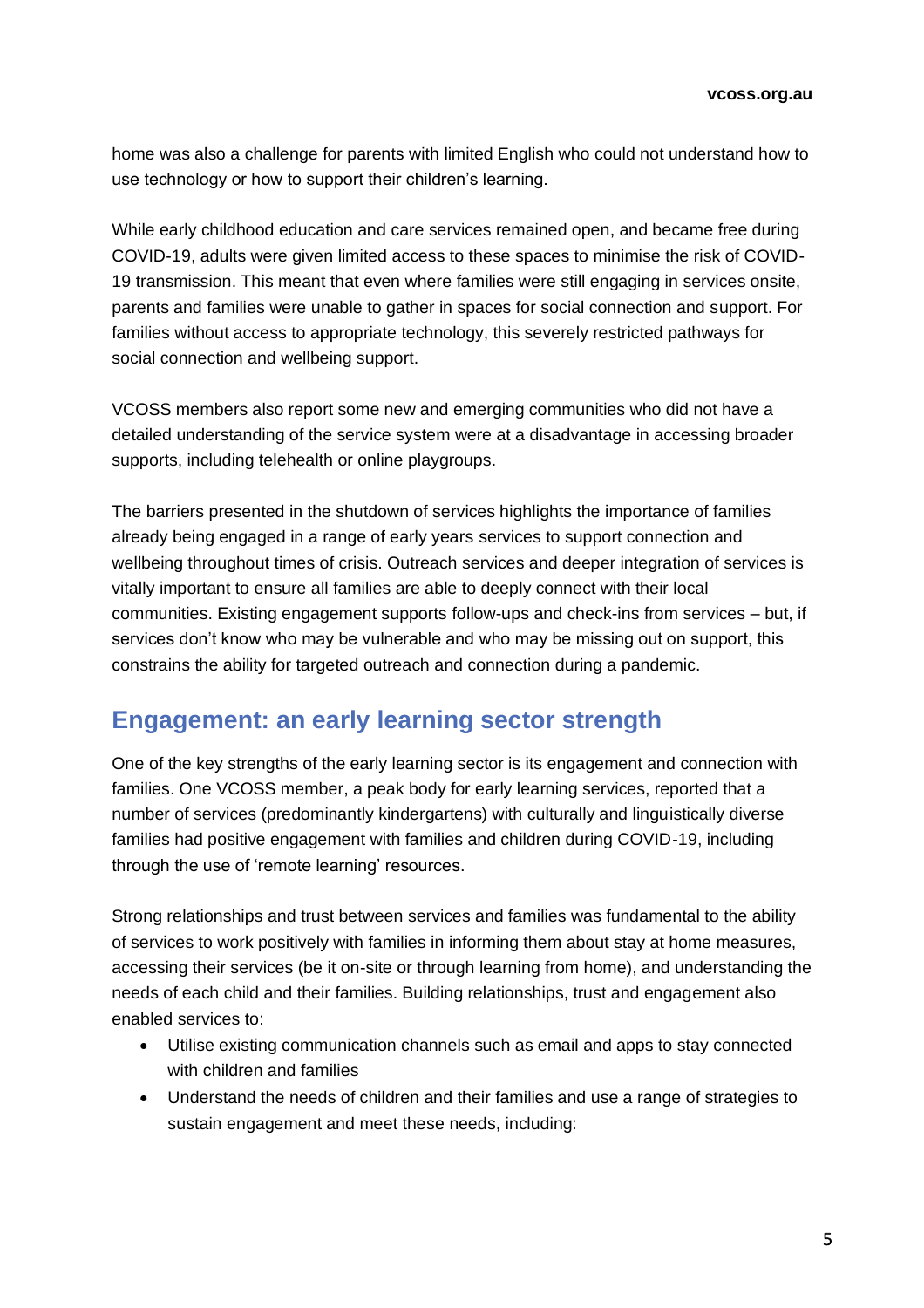home was also a challenge for parents with limited English who could not understand how to use technology or how to support their children's learning.

While early childhood education and care services remained open, and became free during COVID-19, adults were given limited access to these spaces to minimise the risk of COVID-19 transmission. This meant that even where families were still engaging in services onsite, parents and families were unable to gather in spaces for social connection and support. For families without access to appropriate technology, this severely restricted pathways for social connection and wellbeing support.

VCOSS members also report some new and emerging communities who did not have a detailed understanding of the service system were at a disadvantage in accessing broader supports, including telehealth or online playgroups.

The barriers presented in the shutdown of services highlights the importance of families already being engaged in a range of early years services to support connection and wellbeing throughout times of crisis. Outreach services and deeper integration of services is vitally important to ensure all families are able to deeply connect with their local communities. Existing engagement supports follow-ups and check-ins from services – but, if services don't know who may be vulnerable and who may be missing out on support, this constrains the ability for targeted outreach and connection during a pandemic.

## Engagement: an early learning sector strength

One of the key strengths of the early learning sector is its engagement and connection with families. One VCOSS member, a peak body for early learning services, reported that a number of services (predominantly kindergartens) with culturally and linguistically diverse families had positive engagement with families and children during COVID-19, including through the use of 'remote learning' resources.

Strong relationships and trust between services and families was fundamental to the ability of services to work positively with families in informing them about stay at home measures, accessing their services (be it on-site or through learning from home), and understanding the needs of each child and their families. Building relationships, trust and engagement also enabled services to:

- Utilise existing communication channels such as email and apps to stay connected with children and families
- Understand the needs of children and their families and use a range of strategies to sustain engagement and meet these needs, including: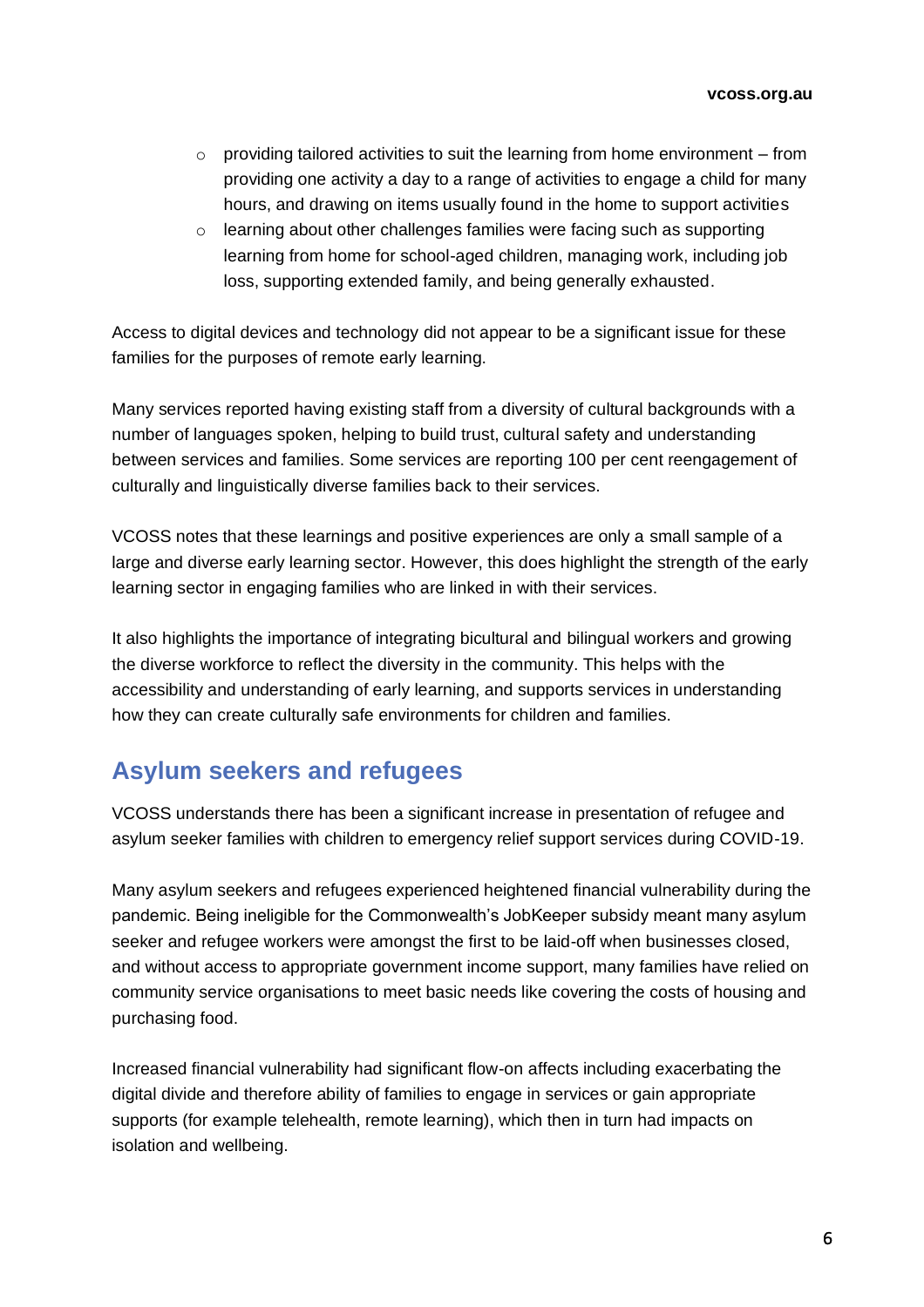- providing tailored activities to suit the learning from home environment – from providing one activity a day to a range of activities to engage a child for many hours, and drawing on items usually found in the home to support activities
  - learning about other challenges families were facing such as supporting learning from home for school-aged children, managing work, including job loss, supporting extended family, and being generally exhausted.

Access to digital devices and technology did not appear to be a significant issue for these families for the purposes of remote early learning.

Many services reported having existing staff from a diversity of cultural backgrounds with a number of languages spoken, helping to build trust, cultural safety and understanding between services and families. Some services are reporting 100 per cent reengagement of culturally and linguistically diverse families back to their services.

VCOSS notes that these learnings and positive experiences are only a small sample of a large and diverse early learning sector. However, this does highlight the strength of the early learning sector in engaging families who are linked in with their services.

It also highlights the importance of integrating bicultural and bilingual workers and growing the diverse workforce to reflect the diversity in the community. This helps with the accessibility and understanding of early learning, and supports services in understanding how they can create culturally safe environments for children and families.

## Asylum seekers and refugees

VCOSS understands there has been a significant increase in presentation of refugee and asylum seeker families with children to emergency relief support services during COVID-19.

Many asylum seekers and refugees experienced heightened financial vulnerability during the pandemic. Being ineligible for the Commonwealth's JobKeeper subsidy meant many asylum seeker and refugee workers were amongst the first to be laid-off when businesses closed, and without access to appropriate government income support, many families have relied on community service organisations to meet basic needs like covering the costs of housing and purchasing food.

Increased financial vulnerability had significant flow-on affects including exacerbating the digital divide and therefore ability of families to engage in services or gain appropriate supports (for example telehealth, remote learning), which then in turn had impacts on isolation and wellbeing.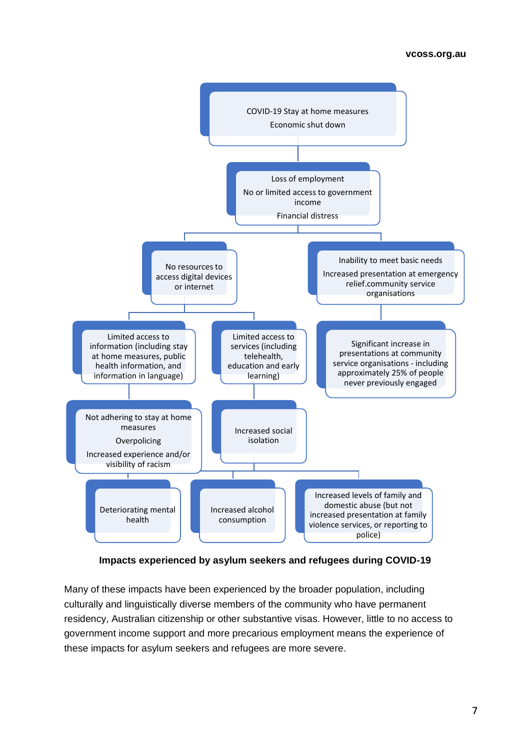COVID-19 Stay at home measures

Economic shut down

Loss of employment

No or limited access to government income

Financial distress

No resources to access digital devices or internet

Inability to meet basic needs

Increased presentation at emergency relief.community service organisations

Limited access to information (including stay at home measures, public health information, and information in language)

Limited access to services (including telehealth, education and early learning)

Significant increase in presentations at community service organisations - including approximately 25% of people never previously engaged

Not adhering to stay at home measures

Overpolicing

Increased experience and/or visibility of racism

Increased social isolation

Deteriorating mental health

Increased alcohol consumption

Increased levels of family and domestic abuse (but not increased presentation at family violence services, or reporting to police)

**Impacts experienced by asylum seekers and refugees during COVID-19**

Many of these impacts have been experienced by the broader population, including culturally and linguistically diverse members of the community who have permanent residency, Australian citizenship or other substantive visas. However, little to no access to government income support and more precarious employment means the experience of these impacts for asylum seekers and refugees are more severe.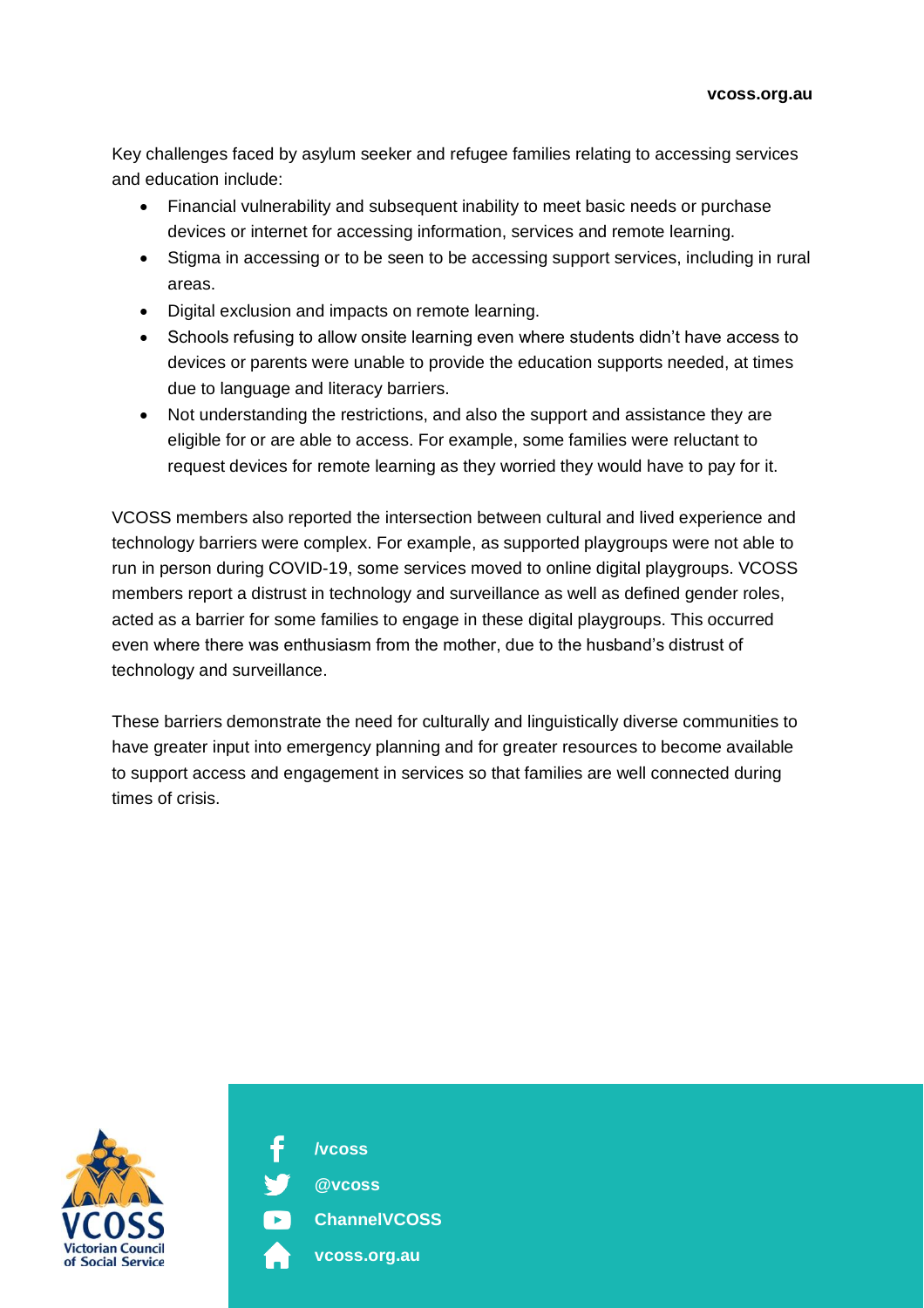Key challenges faced by asylum seeker and refugee families relating to accessing services and education include:

- Financial vulnerability and subsequent inability to meet basic needs or purchase devices or internet for accessing information, services and remote learning.
- Stigma in accessing or to be seen to be accessing support services, including in rural areas.
- Digital exclusion and impacts on remote learning.
- Schools refusing to allow onsite learning even where students didn't have access to devices or parents were unable to provide the education supports needed, at times due to language and literacy barriers.
- Not understanding the restrictions, and also the support and assistance they are eligible for or are able to access. For example, some families were reluctant to request devices for remote learning as they worried they would have to pay for it.

VCOSS members also reported the intersection between cultural and lived experience and technology barriers were complex. For example, as supported playgroups were not able to run in person during COVID-19, some services moved to online digital playgroups. VCOSS members report a distrust in technology and surveillance as well as defined gender roles, acted as a barrier for some families to engage in these digital playgroups. This occurred even where there was enthusiasm from the mother, due to the husband's distrust of technology and surveillance.

These barriers demonstrate the need for culturally and linguistically diverse communities to have greater input into emergency planning and for greater resources to become available to support access and engagement in services so that families are well connected during times of crisis.

VCOSS
Victorian Council of Social Service

/vcoss

@vcoss

ChannelVCOSS

vcoss.org.au